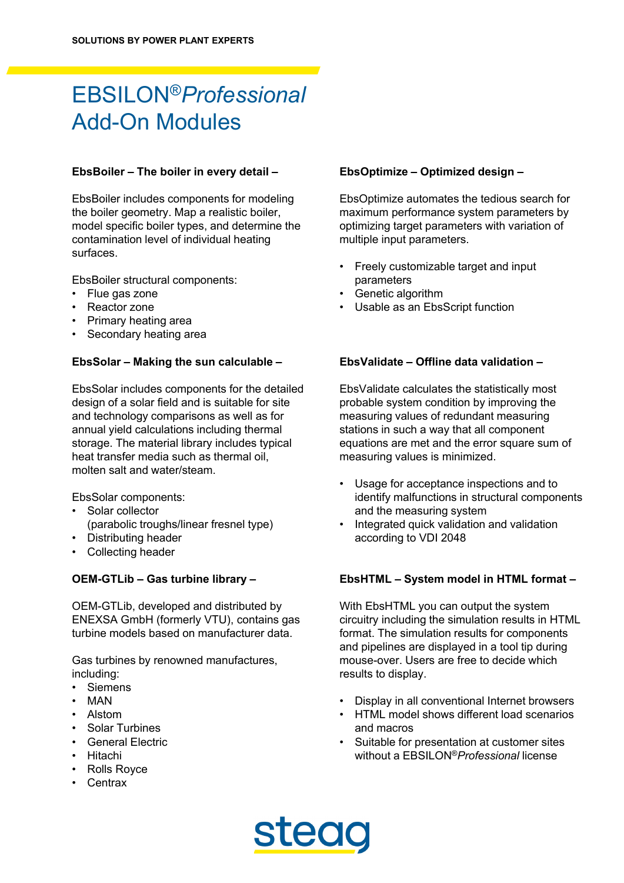SOLUTIONS BY POWER PLANT EXPERTS

# EBSILON®*Professional* Add-On Modules

### EbsBoiler – The boiler in every detail –

EbsBoiler includes components for modeling the boiler geometry. Map a realistic boiler, model specific boiler types, and determine the contamination level of individual heating surfaces.

EbsBoiler structural components:

- Flue gas zone
- Reactor zone
- Primary heating area
- Secondary heating area

### EbsSolar – Making the sun calculable –

EbsSolar includes components for the detailed design of a solar field and is suitable for site and technology comparisons as well as for annual yield calculations including thermal storage. The material library includes typical heat transfer media such as thermal oil, molten salt and water/steam.

EbsSolar components:

- Solar collector (parabolic troughs/linear fresnel type)
- Distributing header
- Collecting header

### OEM-GTLib – Gas turbine library –

OEM-GTLib, developed and distributed by ENEXSA GmbH (formerly VTU), contains gas turbine models based on manufacturer data.

Gas turbines by renowned manufactures, including:

- Siemens
- MAN
- Alstom
- Solar Turbines
- General Electric
- Hitachi
- Rolls Royce
- Centrax

### EbsOptimize – Optimized design –

EbsOptimize automates the tedious search for maximum performance system parameters by optimizing target parameters with variation of multiple input parameters.

- Freely customizable target and input parameters
- Genetic algorithm
- Usable as an EbsScript function

### EbsValidate – Offline data validation –

EbsValidate calculates the statistically most probable system condition by improving the measuring values of redundant measuring stations in such a way that all component equations are met and the error square sum of measuring values is minimized.

- Usage for acceptance inspections and to identify malfunctions in structural components and the measuring system
- Integrated quick validation and validation according to VDI 2048

### EbsHTML – System model in HTML format –

With EbsHTML you can output the system circuitry including the simulation results in HTML format. The simulation results for components and pipelines are displayed in a tool tip during mouse-over. Users are free to decide which results to display.

- Display in all conventional Internet browsers
- HTML model shows different load scenarios and macros
- Suitable for presentation at customer sites without a EBSILON®*Professional* license

steag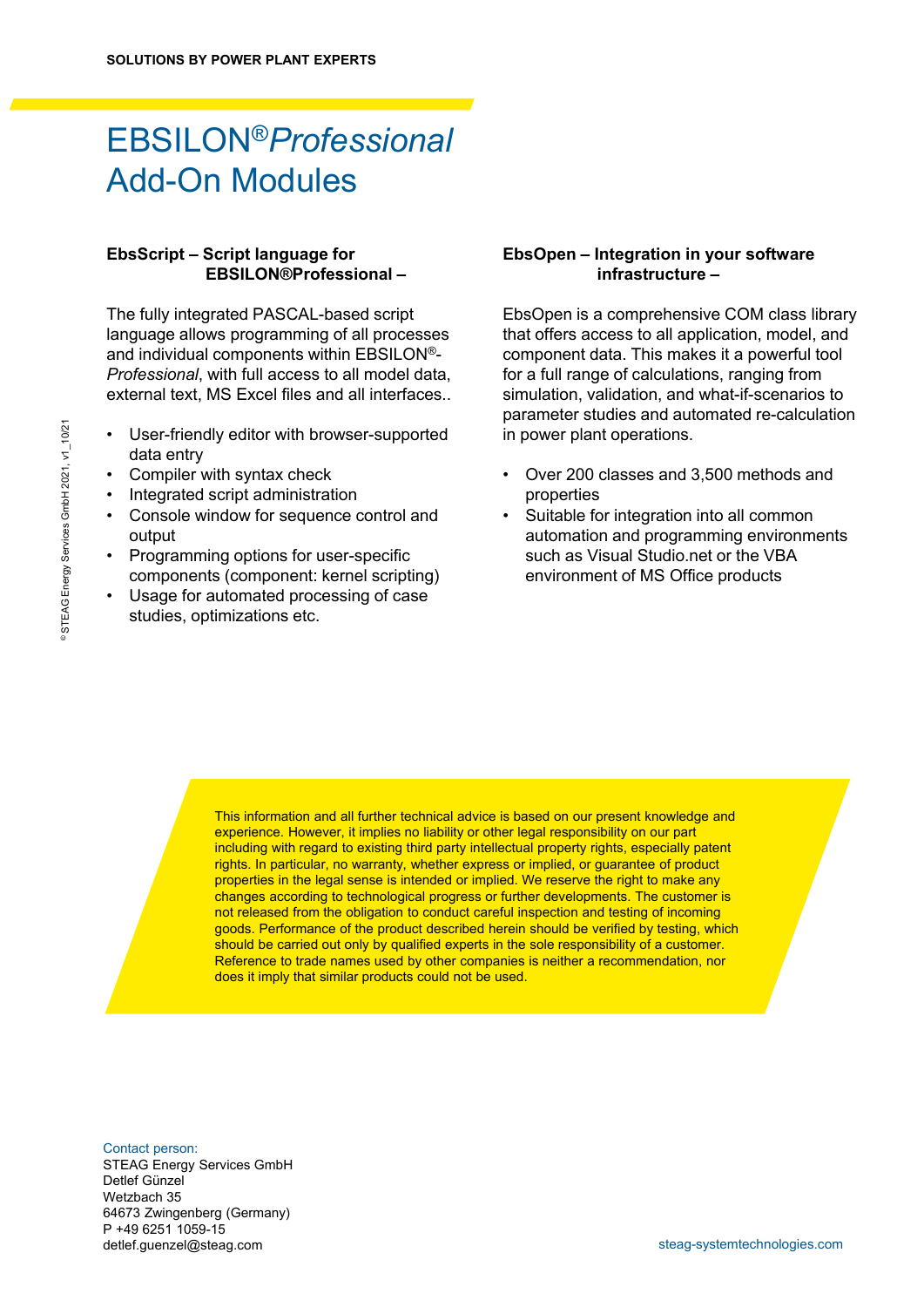# EBSILON®*Professional* Add-On Modules

### EbsScript – Script language for EBSILON®Professional –

The fully integrated PASCAL-based script language allows programming of all processes and individual components within EBSILON®-*Professional*, with full access to all model data, external text, MS Excel files and all interfaces..

- User-friendly editor with browser-supported data entry
- Compiler with syntax check
- Integrated script administration
- Console window for sequence control and output
- Programming options for user-specific components (component: kernel scripting)
- Usage for automated processing of case studies, optimizations etc.

### EbsOpen – Integration in your software infrastructure –

EbsOpen is a comprehensive COM class library that offers access to all application, model, and component data. This makes it a powerful tool for a full range of calculations, ranging from simulation, validation, and what-if-scenarios to parameter studies and automated re-calculation in power plant operations.

- Over 200 classes and 3,500 methods and properties
- Suitable for integration into all common automation and programming environments such as Visual Studio.net or the VBA environment of MS Office products

This information and all further technical advice is based on our present knowledge and experience. However, it implies no liability or other legal responsibility on our part including with regard to existing third party intellectual property rights, especially patent rights. In particular, no warranty, whether express or implied, or guarantee of product properties in the legal sense is intended or implied. We reserve the right to make any changes according to technological progress or further developments. The customer is not released from the obligation to conduct careful inspection and testing of incoming goods. Performance of the product described herein should be verified by testing, which should be carried out only by qualified experts in the sole responsibility of a customer. Reference to trade names used by other companies is neither a recommendation, nor does it imply that similar products could not be used.

Contact person:
STEAG Energy Services GmbH
Detlef Günzel
Wetzbach 35
64673 Zwingenberg (Germany)
P +49 6251 1059-15
detlef.guenzel@steag.com

steag-systemtechnologies.com

© STEAG Energy Services GmbH 2021, v1_10/21